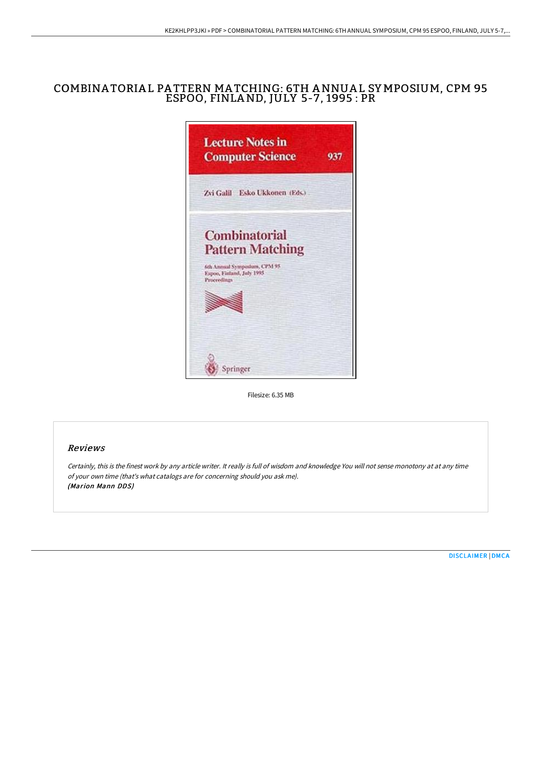# COMBINATORIAL PATTERN MATCHING: 6TH ANNUAL SYMPOSIUM, CPM 95 ESPOO, FINLAND, JULY 5-7, 1995 : PR

Filesize: 6.35 MB

## Reviews

*Certainly, this is the finest work by any article writer. It really is full of wisdom and knowledge You will not sense monotony at at any time of your own time (that's what catalogs are for concerning should you ask me).*
***(Marion Mann DDS)***

[DISCLAIMER](#) | [DMCA](#)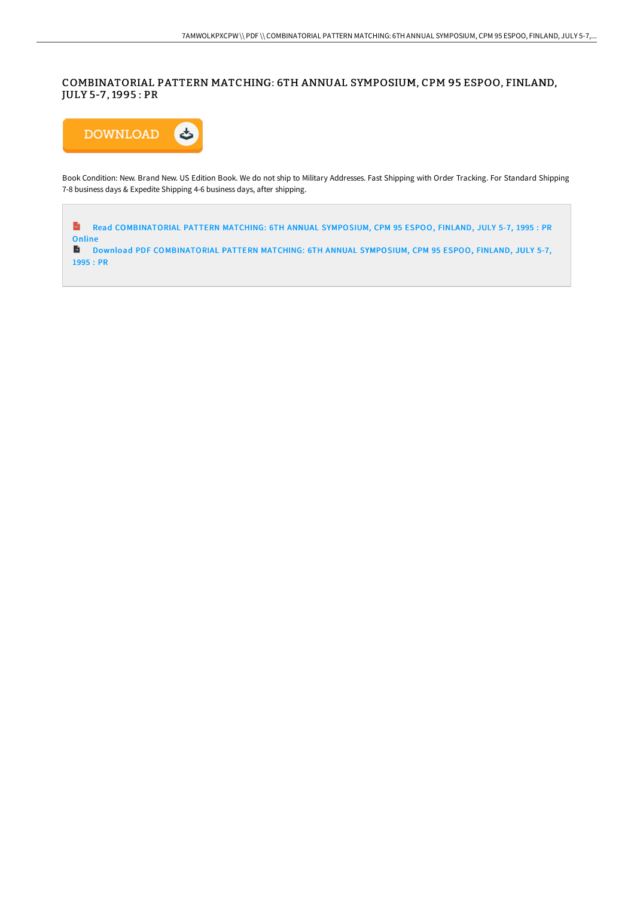# COMBINATORIAL PATTERN MATCHING: 6TH ANNUAL SYMPOSIUM, CPM 95 ESPOO, FINLAND, JULY 5-7, 1995 : PR

Book Condition: New. Brand New. US Edition Book. We do not ship to Military Addresses. Fast Shipping with Order Tracking. For Standard Shipping 7-8 business days & Expedite Shipping 4-6 business days, after shipping.

Read COMBINATORIAL PATTERN MATCHING: 6TH ANNUAL SYMPOSIUM, CPM 95 ESPOO, FINLAND, JULY 5-7, 1995 : PR Online

Download PDF COMBINATORIAL PATTERN MATCHING: 6TH ANNUAL SYMPOSIUM, CPM 95 ESPOO, FINLAND, JULY 5-7, 1995 : PR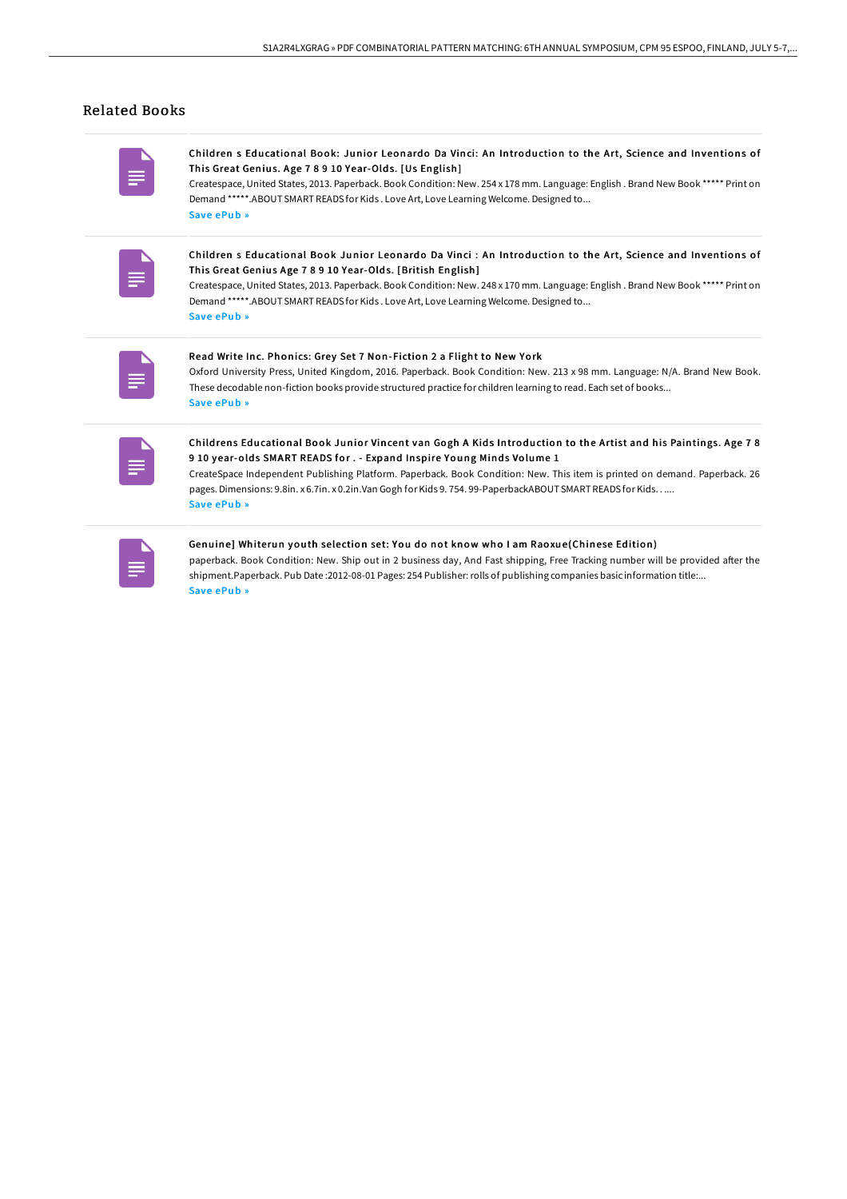## Related Books

**Children s Educational Book: Junior Leonardo Da Vinci: An Introduction to the Art, Science and Inventions of This Great Genius. Age 7 8 9 10 Year-Olds. [Us English]**

Createspace, United States, 2013. Paperback. Book Condition: New. 254 x 178 mm. Language: English . Brand New Book ***** Print on Demand *****.ABOUT SMART READS for Kids . Love Art, Love Learning Welcome. Designed to...

Save ePub »

**Children s Educational Book Junior Leonardo Da Vinci : An Introduction to the Art, Science and Inventions of This Great Genius Age 7 8 9 10 Year-Olds. [British English]**

Createspace, United States, 2013. Paperback. Book Condition: New. 248 x 170 mm. Language: English . Brand New Book ***** Print on Demand *****.ABOUT SMART READS for Kids . Love Art, Love Learning Welcome. Designed to...

Save ePub »

**Read Write Inc. Phonics: Grey Set 7 Non-Fiction 2 a Flight to New York**

Oxford University Press, United Kingdom, 2016. Paperback. Book Condition: New. 213 x 98 mm. Language: N/A. Brand New Book. These decodable non-fiction books provide structured practice for children learning to read. Each set of books...

Save ePub »

**Childrens Educational Book Junior Vincent van Gogh A Kids Introduction to the Artist and his Paintings. Age 7 8 9 10 year-olds SMART READS for . - Expand Inspire Young Minds Volume 1**

CreateSpace Independent Publishing Platform. Paperback. Book Condition: New. This item is printed on demand. Paperback. 26 pages. Dimensions: 9.8in. x 6.7in. x 0.2in.Van Gogh for Kids 9. 754. 99-PaperbackABOUT SMART READS for Kids. . ....

Save ePub »

**Genuine] Whiterun youth selection set: You do not know who I am Raoxue(Chinese Edition)**

paperback. Book Condition: New. Ship out in 2 business day, And Fast shipping, Free Tracking number will be provided after the shipment.Paperback. Pub Date :2012-08-01 Pages: 254 Publisher: rolls of publishing companies basic information title:...

Save ePub »